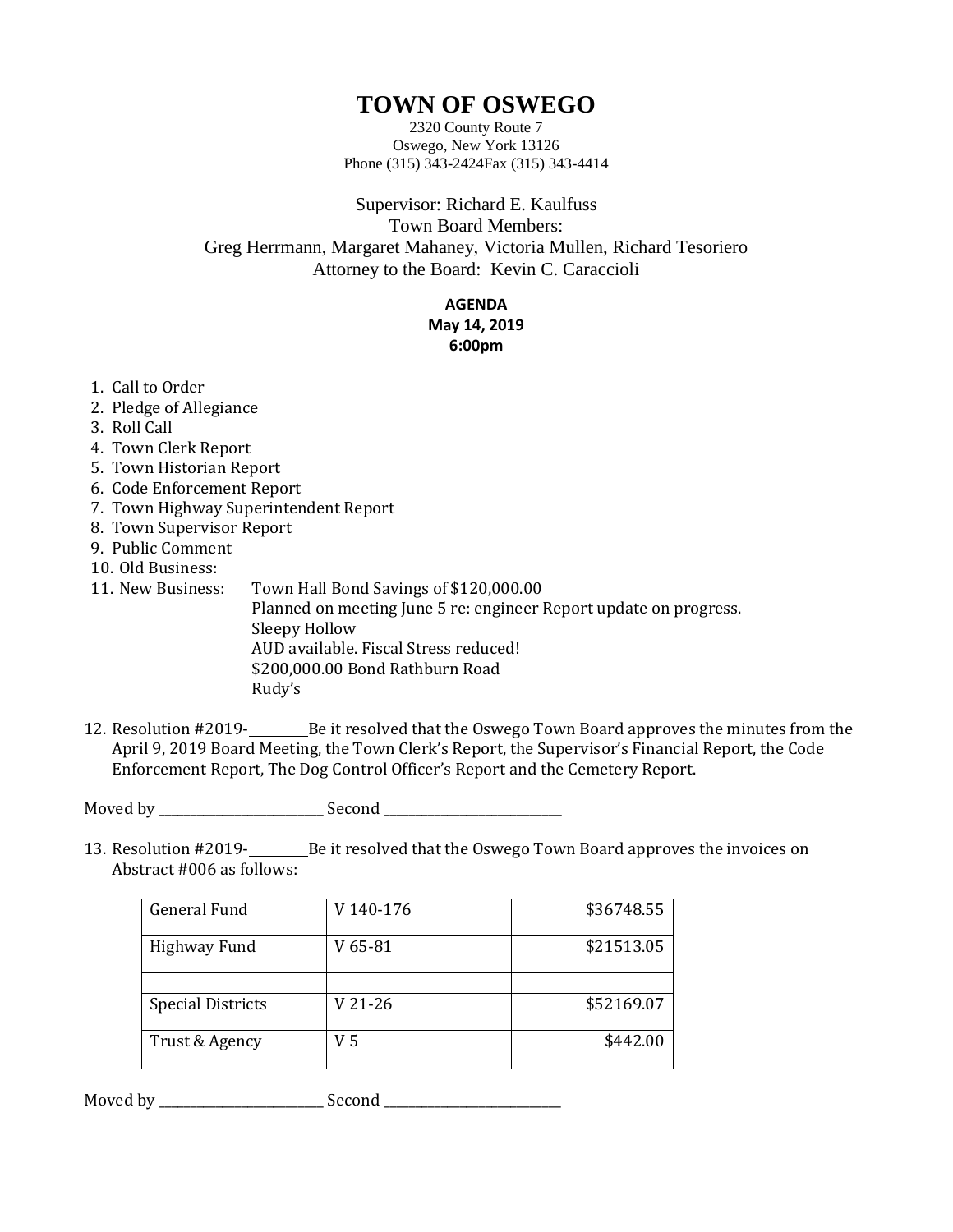# TOWN OF OSWEGO

2320 County Route 7
Oswego, New York 13126
Phone (315) 343-2424Fax (315) 343-4414

Supervisor: Richard E. Kaulfuss
Town Board Members:
Greg Herrmann, Margaret Mahaney, Victoria Mullen, Richard Tesoriero
Attorney to the Board: Kevin C. Caraccioli

**AGENDA**
**May 14, 2019**
**6:00pm**

1. Call to Order
2. Pledge of Allegiance
3. Roll Call
4. Town Clerk Report
5. Town Historian Report
6. Code Enforcement Report
7. Town Highway Superintendent Report
8. Town Supervisor Report
9. Public Comment
10. Old Business:
11. New Business: Town Hall Bond Savings of $120,000.00
    Planned on meeting June 5 re: engineer Report update on progress.
    Sleepy Hollow
    AUD available. Fiscal Stress reduced!
    $200,000.00 Bond Rathburn Road
    Rudy's

12. Resolution #2019-________Be it resolved that the Oswego Town Board approves the minutes from the April 9, 2019 Board Meeting, the Town Clerk's Report, the Supervisor's Financial Report, the Code Enforcement Report, The Dog Control Officer's Report and the Cemetery Report.

Moved by ________________________ Second __________________________

13. Resolution #2019-________Be it resolved that the Oswego Town Board approves the invoices on Abstract #006 as follows:

| General Fund | V 140-176 | $36748.55 |
|---|---|---|
| Highway Fund | V 65-81 | $21513.05 |
| | | |
| Special Districts | V 21-26 | $52169.07 |
| Trust & Agency | V 5 | $442.00 |

Moved by ________________________ Second __________________________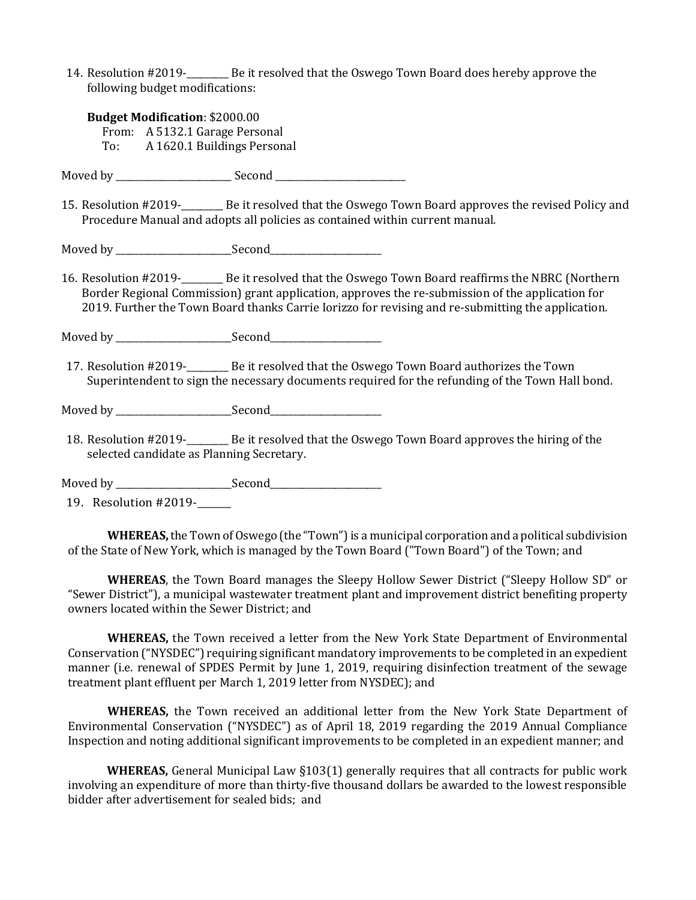14. Resolution #2019-________ Be it resolved that the Oswego Town Board does hereby approve the following budget modifications:

    **Budget Modification**: $2000.00
    From: A 5132.1 Garage Personal
    To: A 1620.1 Buildings Personal

Moved by ________________________ Second ___________________________

15. Resolution #2019-________ Be it resolved that the Oswego Town Board approves the revised Policy and Procedure Manual and adopts all policies as contained within current manual.

Moved by ________________________Second_______________________

16. Resolution #2019-________ Be it resolved that the Oswego Town Board reaffirms the NBRC (Northern Border Regional Commission) grant application, approves the re-submission of the application for 2019. Further the Town Board thanks Carrie Iorizzo for revising and re-submitting the application.

Moved by ________________________Second_______________________

17. Resolution #2019-________ Be it resolved that the Oswego Town Board authorizes the Town Superintendent to sign the necessary documents required for the refunding of the Town Hall bond.

Moved by ________________________Second_______________________

18. Resolution #2019-________ Be it resolved that the Oswego Town Board approves the hiring of the selected candidate as Planning Secretary.

Moved by ________________________Second_______________________

19. Resolution #2019-_______

**WHEREAS,** the Town of Oswego (the "Town") is a municipal corporation and a political subdivision of the State of New York, which is managed by the Town Board ("Town Board") of the Town; and

**WHEREAS**, the Town Board manages the Sleepy Hollow Sewer District ("Sleepy Hollow SD" or "Sewer District"), a municipal wastewater treatment plant and improvement district benefiting property owners located within the Sewer District; and

**WHEREAS,** the Town received a letter from the New York State Department of Environmental Conservation ("NYSDEC") requiring significant mandatory improvements to be completed in an expedient manner (i.e. renewal of SPDES Permit by June 1, 2019, requiring disinfection treatment of the sewage treatment plant effluent per March 1, 2019 letter from NYSDEC); and

**WHEREAS,** the Town received an additional letter from the New York State Department of Environmental Conservation ("NYSDEC") as of April 18, 2019 regarding the 2019 Annual Compliance Inspection and noting additional significant improvements to be completed in an expedient manner; and

**WHEREAS,** General Municipal Law §103(1) generally requires that all contracts for public work involving an expenditure of more than thirty-five thousand dollars be awarded to the lowest responsible bidder after advertisement for sealed bids; and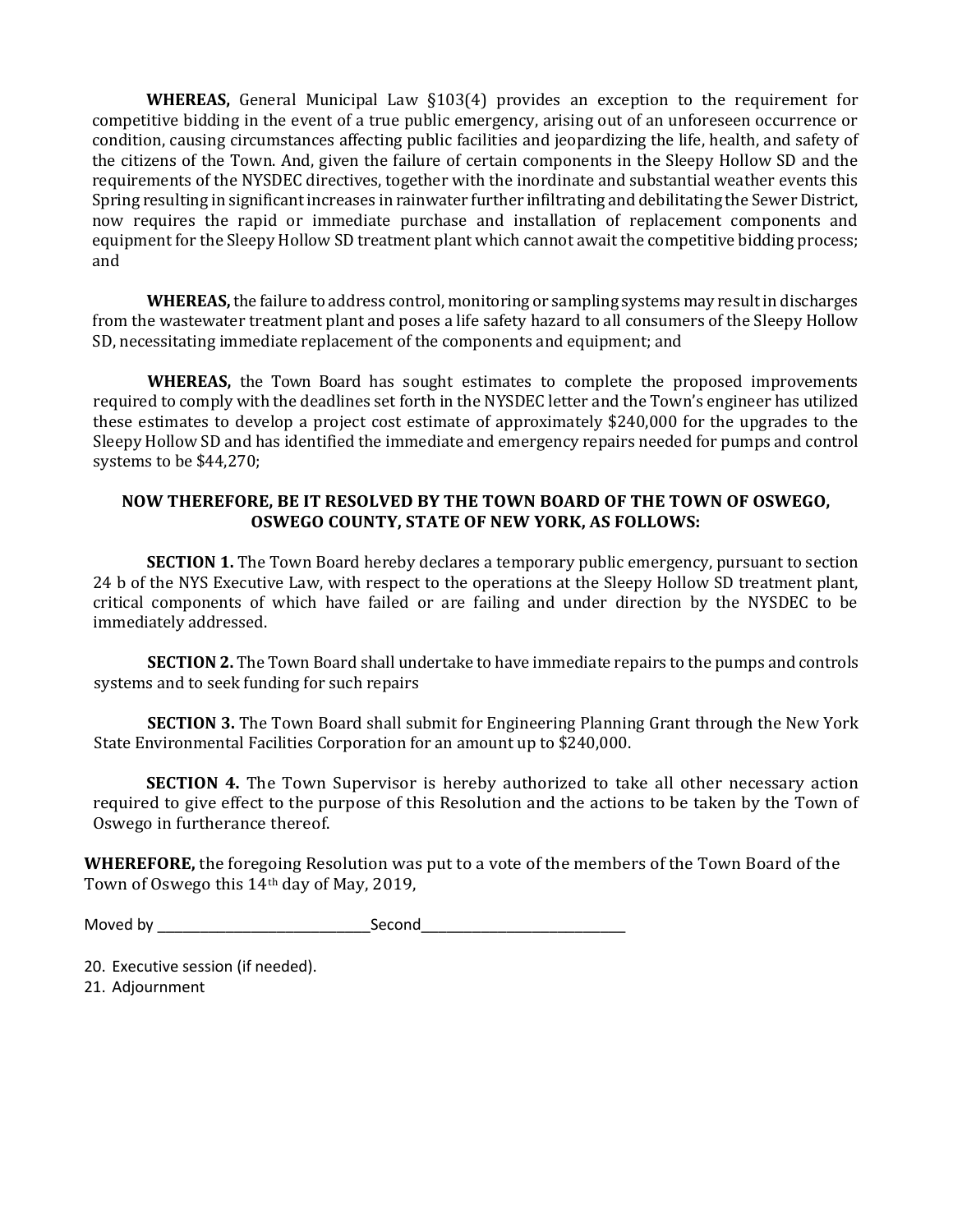**WHEREAS,** General Municipal Law §103(4) provides an exception to the requirement for competitive bidding in the event of a true public emergency, arising out of an unforeseen occurrence or condition, causing circumstances affecting public facilities and jeopardizing the life, health, and safety of the citizens of the Town. And, given the failure of certain components in the Sleepy Hollow SD and the requirements of the NYSDEC directives, together with the inordinate and substantial weather events this Spring resulting in significant increases in rainwater further infiltrating and debilitating the Sewer District, now requires the rapid or immediate purchase and installation of replacement components and equipment for the Sleepy Hollow SD treatment plant which cannot await the competitive bidding process; and

**WHEREAS,** the failure to address control, monitoring or sampling systems may result in discharges from the wastewater treatment plant and poses a life safety hazard to all consumers of the Sleepy Hollow SD, necessitating immediate replacement of the components and equipment; and

**WHEREAS,** the Town Board has sought estimates to complete the proposed improvements required to comply with the deadlines set forth in the NYSDEC letter and the Town's engineer has utilized these estimates to develop a project cost estimate of approximately $240,000 for the upgrades to the Sleepy Hollow SD and has identified the immediate and emergency repairs needed for pumps and control systems to be $44,270;

**NOW THEREFORE, BE IT RESOLVED BY THE TOWN BOARD OF THE TOWN OF OSWEGO, OSWEGO COUNTY, STATE OF NEW YORK, AS FOLLOWS:**

**SECTION 1.** The Town Board hereby declares a temporary public emergency, pursuant to section 24 b of the NYS Executive Law, with respect to the operations at the Sleepy Hollow SD treatment plant, critical components of which have failed or are failing and under direction by the NYSDEC to be immediately addressed.

**SECTION 2.** The Town Board shall undertake to have immediate repairs to the pumps and controls systems and to seek funding for such repairs

**SECTION 3.** The Town Board shall submit for Engineering Planning Grant through the New York State Environmental Facilities Corporation for an amount up to $240,000.

**SECTION 4.** The Town Supervisor is hereby authorized to take all other necessary action required to give effect to the purpose of this Resolution and the actions to be taken by the Town of Oswego in furtherance thereof.

**WHEREFORE,** the foregoing Resolution was put to a vote of the members of the Town Board of the Town of Oswego this 14th day of May, 2019,

Moved by ___________________________Second___________________________

20. Executive session (if needed).
21. Adjournment